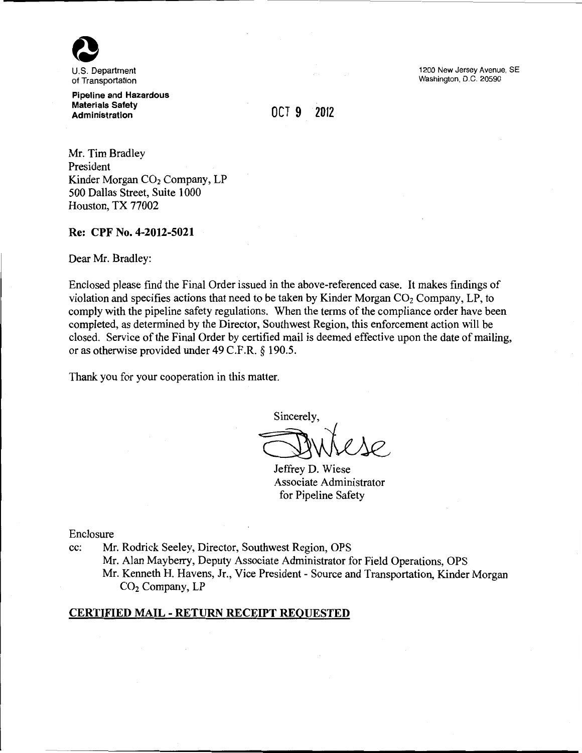U.S. Department of Transportation

**Pipeline and Hazardous Materials Safety Administration**

1200 New Jersey Avenue, SE
Washington, D.C. 20590

OCT 9 2012

Mr. Tim Bradley
President
Kinder Morgan $CO_2$ Company, LP
500 Dallas Street, Suite 1000
Houston, TX 77002

**Re: CPF No. 4-2012-5021**

Dear Mr. Bradley:

Enclosed please find the Final Order issued in the above-referenced case. It makes findings of violation and specifies actions that need to be taken by Kinder Morgan $CO_2$ Company, LP, to comply with the pipeline safety regulations. When the terms of the compliance order have been completed, as determined by the Director, Southwest Region, this enforcement action will be closed. Service of the Final Order by certified mail is deemed effective upon the date of mailing, or as otherwise provided under 49 C.F.R. § 190.5.

Thank you for your cooperation in this matter.

Sincerely,

Jeffrey D. Wiese
Associate Administrator
for Pipeline Safety

Enclosure

cc: Mr. Rodrick Seeley, Director, Southwest Region, OPS
Mr. Alan Mayberry, Deputy Associate Administrator for Field Operations, OPS
Mr. Kenneth H. Havens, Jr., Vice President - Source and Transportation, Kinder Morgan $CO_2$ Company, LP

**CERTIFIED MAIL - RETURN RECEIPT REQUESTED**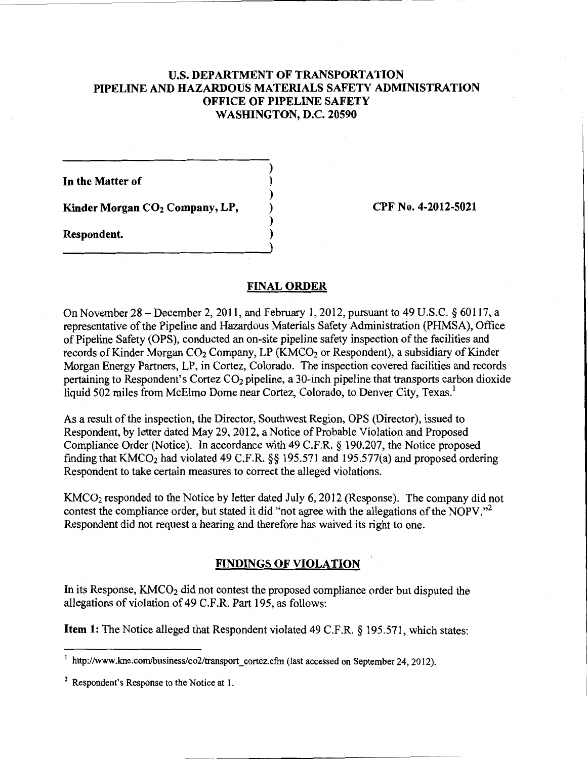# U.S. DEPARTMENT OF TRANSPORTATION
# PIPELINE AND HAZARDOUS MATERIALS SAFETY ADMINISTRATION
# OFFICE OF PIPELINE SAFETY
# WASHINGTON, D.C. 20590

In the Matter of

Kinder Morgan $CO_2$ Company, LP,

Respondent.

CPF No. 4-2012-5021

## FINAL ORDER

On November 28 – December 2, 2011, and February 1, 2012, pursuant to 49 U.S.C. § 60117, a representative of the Pipeline and Hazardous Materials Safety Administration (PHMSA), Office of Pipeline Safety (OPS), conducted an on-site pipeline safety inspection of the facilities and records of Kinder Morgan $CO_2$ Company, LP ($KMCO_2$ or Respondent), a subsidiary of Kinder Morgan Energy Partners, LP, in Cortez, Colorado. The inspection covered facilities and records pertaining to Respondent's Cortez $CO_2$ pipeline, a 30-inch pipeline that transports carbon dioxide liquid 502 miles from McElmo Dome near Cortez, Colorado, to Denver City, Texas.[1]

As a result of the inspection, the Director, Southwest Region, OPS (Director), issued to Respondent, by letter dated May 29, 2012, a Notice of Probable Violation and Proposed Compliance Order (Notice). In accordance with 49 C.F.R. § 190.207, the Notice proposed finding that $KMCO_2$ had violated 49 C.F.R. §§ 195.571 and 195.577(a) and proposed ordering Respondent to take certain measures to correct the alleged violations.

$KMCO_2$ responded to the Notice by letter dated July 6, 2012 (Response). The company did not contest the compliance order, but stated it did "not agree with the allegations of the NOPV."[2] Respondent did not request a hearing and therefore has waived its right to one.

## FINDINGS OF VIOLATION

In its Response, $KMCO_2$ did not contest the proposed compliance order but disputed the allegations of violation of 49 C.F.R. Part 195, as follows:

**Item 1:** The Notice alleged that Respondent violated 49 C.F.R. § 195.571, which states:

---

[1] http://www.kne.com/business/co2/transport_cortez.cfm (last accessed on September 24, 2012).

[2] Respondent's Response to the Notice at 1.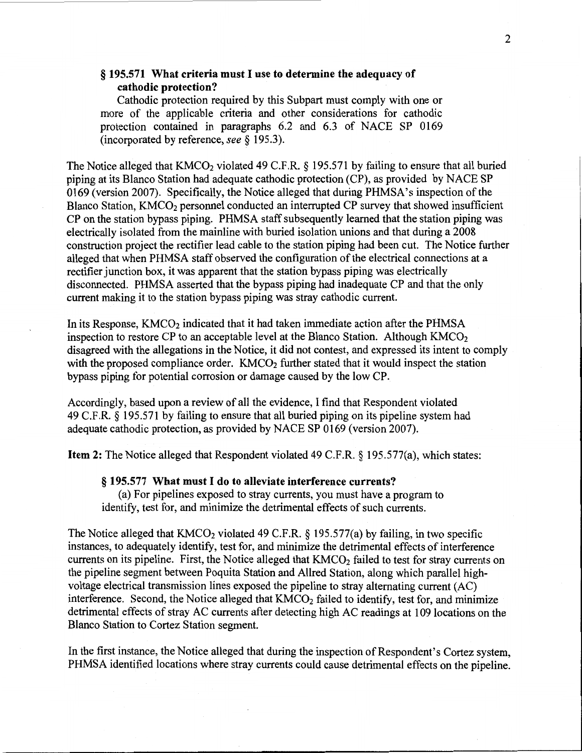**§ 195.571 What criteria must I use to determine the adequacy of cathodic protection?**

Cathodic protection required by this Subpart must comply with one or more of the applicable criteria and other considerations for cathodic protection contained in paragraphs 6.2 and 6.3 of NACE SP 0169 (incorporated by reference, *see* § 195.3).

The Notice alleged that $KMCO_2$ violated 49 C.F.R. § 195.571 by failing to ensure that all buried piping at its Blanco Station had adequate cathodic protection (CP), as provided by NACE SP 0169 (version 2007). Specifically, the Notice alleged that during PHMSA's inspection of the Blanco Station, $KMCO_2$ personnel conducted an interrupted CP survey that showed insufficient CP on the station bypass piping. PHMSA staff subsequently learned that the station piping was electrically isolated from the mainline with buried isolation unions and that during a 2008 construction project the rectifier lead cable to the station piping had been cut. The Notice further alleged that when PHMSA staff observed the configuration of the electrical connections at a rectifier junction box, it was apparent that the station bypass piping was electrically disconnected. PHMSA asserted that the bypass piping had inadequate CP and that the only current making it to the station bypass piping was stray cathodic current.

In its Response, $KMCO_2$ indicated that it had taken immediate action after the PHMSA inspection to restore CP to an acceptable level at the Blanco Station. Although $KMCO_2$ disagreed with the allegations in the Notice, it did not contest, and expressed its intent to comply with the proposed compliance order. $KMCO_2$ further stated that it would inspect the station bypass piping for potential corrosion or damage caused by the low CP.

Accordingly, based upon a review of all the evidence, I find that Respondent violated 49 C.F.R. § 195.571 by failing to ensure that all buried piping on its pipeline system had adequate cathodic protection, as provided by NACE SP 0169 (version 2007).

**Item 2:** The Notice alleged that Respondent violated 49 C.F.R. § 195.577(a), which states:

**§ 195.577 What must I do to alleviate interference currents?**

(a) For pipelines exposed to stray currents, you must have a program to identify, test for, and minimize the detrimental effects of such currents.

The Notice alleged that $KMCO_2$ violated 49 C.F.R. § 195.577(a) by failing, in two specific instances, to adequately identify, test for, and minimize the detrimental effects of interference currents on its pipeline. First, the Notice alleged that $KMCO_2$ failed to test for stray currents on the pipeline segment between Poquita Station and Allred Station, along which parallel high-voltage electrical transmission lines exposed the pipeline to stray alternating current (AC) interference. Second, the Notice alleged that $KMCO_2$ failed to identify, test for, and minimize detrimental effects of stray AC currents after detecting high AC readings at 109 locations on the Blanco Station to Cortez Station segment.

In the first instance, the Notice alleged that during the inspection of Respondent's Cortez system, PHMSA identified locations where stray currents could cause detrimental effects on the pipeline.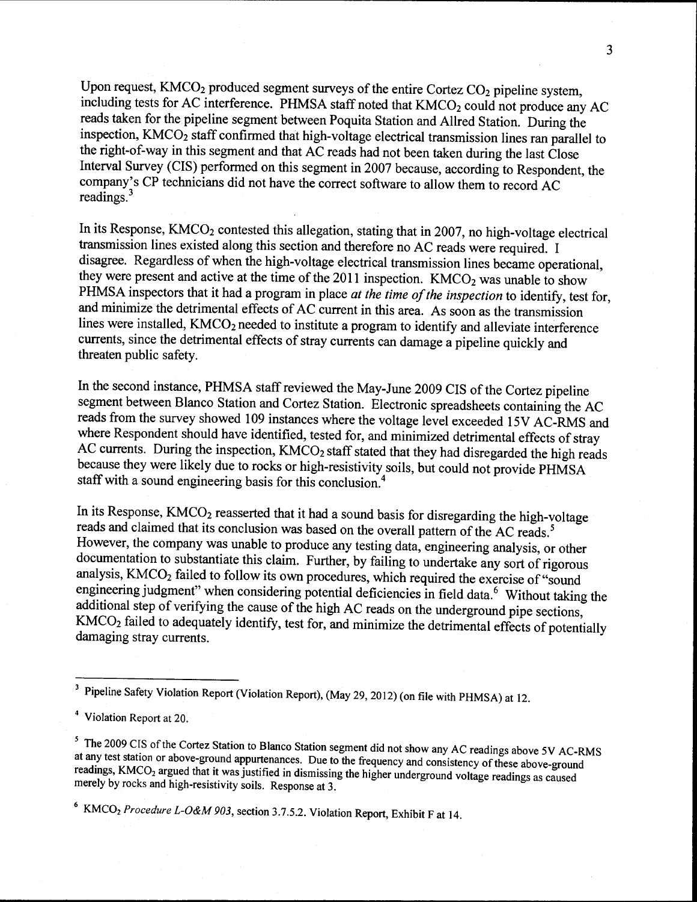Upon request, $KMCO_2$ produced segment surveys of the entire Cortez $CO_2$ pipeline system, including tests for AC interference. PHMSA staff noted that $KMCO_2$ could not produce any AC reads taken for the pipeline segment between Poquita Station and Allred Station. During the inspection, $KMCO_2$ staff confirmed that high-voltage electrical transmission lines ran parallel to the right-of-way in this segment and that AC reads had not been taken during the last Close Interval Survey (CIS) performed on this segment in 2007 because, according to Respondent, the company's CP technicians did not have the correct software to allow them to record AC readings.[3]

In its Response, $KMCO_2$ contested this allegation, stating that in 2007, no high-voltage electrical transmission lines existed along this section and therefore no AC reads were required. I disagree. Regardless of when the high-voltage electrical transmission lines became operational, they were present and active at the time of the 2011 inspection. $KMCO_2$ was unable to show PHMSA inspectors that it had a program in place *at the time of the inspection* to identify, test for, and minimize the detrimental effects of AC current in this area. As soon as the transmission lines were installed, $KMCO_2$ needed to institute a program to identify and alleviate interference currents, since the detrimental effects of stray currents can damage a pipeline quickly and threaten public safety.

In the second instance, PHMSA staff reviewed the May-June 2009 CIS of the Cortez pipeline segment between Blanco Station and Cortez Station. Electronic spreadsheets containing the AC reads from the survey showed 109 instances where the voltage level exceeded 15V AC-RMS and where Respondent should have identified, tested for, and minimized detrimental effects of stray AC currents. During the inspection, $KMCO_2$ staff stated that they had disregarded the high reads because they were likely due to rocks or high-resistivity soils, but could not provide PHMSA staff with a sound engineering basis for this conclusion.[4]

In its Response, $KMCO_2$ reasserted that it had a sound basis for disregarding the high-voltage reads and claimed that its conclusion was based on the overall pattern of the AC reads.[5] However, the company was unable to produce any testing data, engineering analysis, or other documentation to substantiate this claim. Further, by failing to undertake any sort of rigorous analysis, $KMCO_2$ failed to follow its own procedures, which required the exercise of "sound engineering judgment" when considering potential deficiencies in field data.[6] Without taking the additional step of verifying the cause of the high AC reads on the underground pipe sections, $KMCO_2$ failed to adequately identify, test for, and minimize the detrimental effects of potentially damaging stray currents.

---

[3] Pipeline Safety Violation Report (Violation Report), (May 29, 2012) (on file with PHMSA) at 12.

[4] Violation Report at 20.

[5] The 2009 CIS of the Cortez Station to Blanco Station segment did not show any AC readings above 5V AC-RMS at any test station or above-ground appurtenances. Due to the frequency and consistency of these above-ground readings, $KMCO_2$ argued that it was justified in dismissing the higher underground voltage readings as caused merely by rocks and high-resistivity soils. Response at 3.

[6] $KMCO_2$ *Procedure L-O&M 903*, section 3.7.5.2. Violation Report, Exhibit F at 14.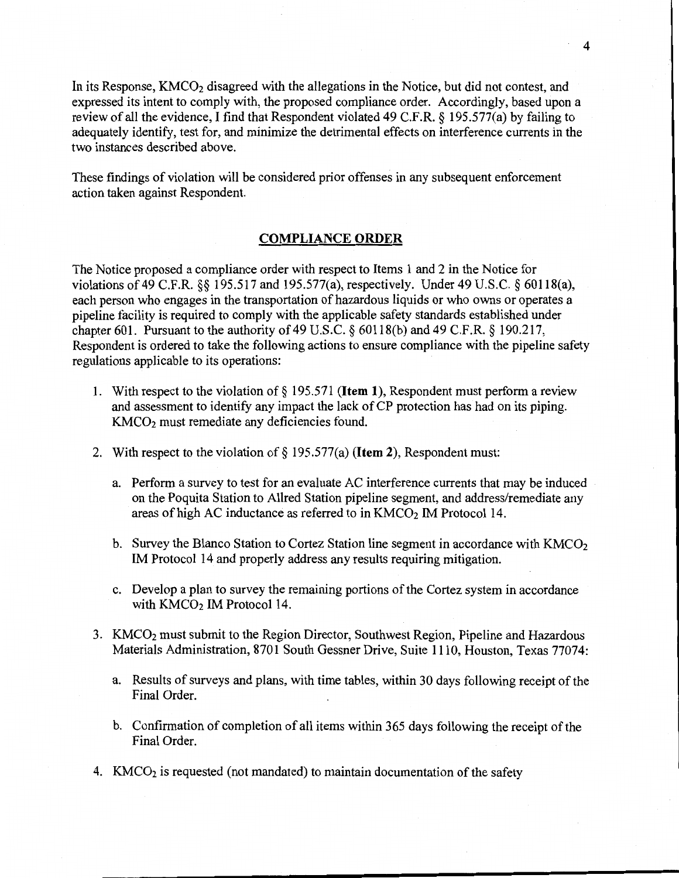In its Response, $KMCO_2$ disagreed with the allegations in the Notice, but did not contest, and expressed its intent to comply with, the proposed compliance order. Accordingly, based upon a review of all the evidence, I find that Respondent violated 49 C.F.R. § 195.577(a) by failing to adequately identify, test for, and minimize the detrimental effects on interference currents in the two instances described above.

These findings of violation will be considered prior offenses in any subsequent enforcement action taken against Respondent.

## COMPLIANCE ORDER

The Notice proposed a compliance order with respect to Items 1 and 2 in the Notice for violations of 49 C.F.R. §§ 195.517 and 195.577(a), respectively. Under 49 U.S.C. § 60118(a), each person who engages in the transportation of hazardous liquids or who owns or operates a pipeline facility is required to comply with the applicable safety standards established under chapter 601. Pursuant to the authority of 49 U.S.C. § 60118(b) and 49 C.F.R. § 190.217, Respondent is ordered to take the following actions to ensure compliance with the pipeline safety regulations applicable to its operations:

1. With respect to the violation of § 195.571 (**Item 1**), Respondent must perform a review and assessment to identify any impact the lack of CP protection has had on its piping. $KMCO_2$ must remediate any deficiencies found.

2. With respect to the violation of § 195.577(a) (**Item 2**), Respondent must:

   a. Perform a survey to test for an evaluate AC interference currents that may be induced on the Poquita Station to Allred Station pipeline segment, and address/remediate any areas of high AC inductance as referred to in $KMCO_2$ IM Protocol 14.

   b. Survey the Blanco Station to Cortez Station line segment in accordance with $KMCO_2$ IM Protocol 14 and properly address any results requiring mitigation.

   c. Develop a plan to survey the remaining portions of the Cortez system in accordance with $KMCO_2$ IM Protocol 14.

3. $KMCO_2$ must submit to the Region Director, Southwest Region, Pipeline and Hazardous Materials Administration, 8701 South Gessner Drive, Suite 1110, Houston, Texas 77074:

   a. Results of surveys and plans, with time tables, within 30 days following receipt of the Final Order.

   b. Confirmation of completion of all items within 365 days following the receipt of the Final Order.

4. $KMCO_2$ is requested (not mandated) to maintain documentation of the safety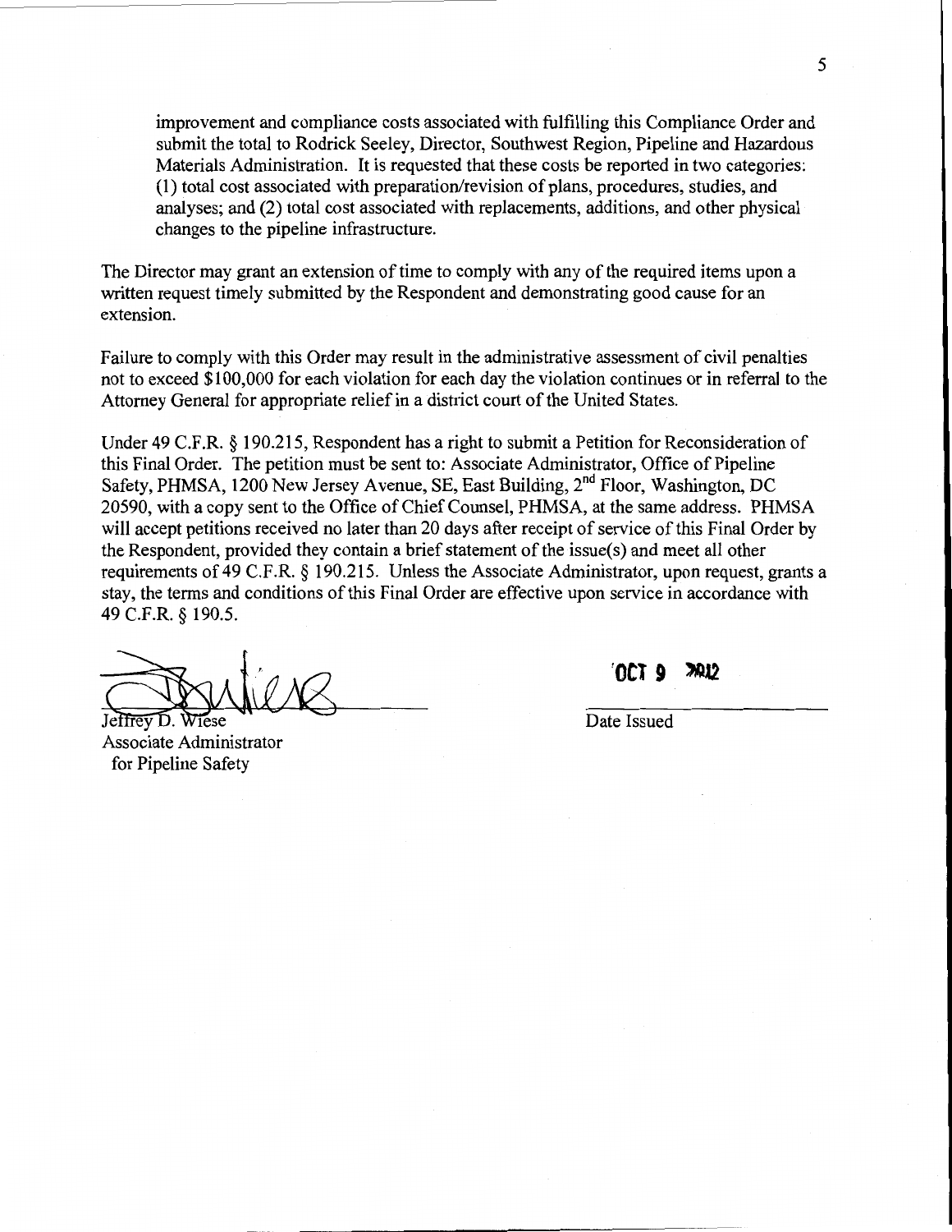improvement and compliance costs associated with fulfilling this Compliance Order and submit the total to Rodrick Seeley, Director, Southwest Region, Pipeline and Hazardous Materials Administration. It is requested that these costs be reported in two categories: (1) total cost associated with preparation/revision of plans, procedures, studies, and analyses; and (2) total cost associated with replacements, additions, and other physical changes to the pipeline infrastructure.

The Director may grant an extension of time to comply with any of the required items upon a written request timely submitted by the Respondent and demonstrating good cause for an extension.

Failure to comply with this Order may result in the administrative assessment of civil penalties not to exceed $100,000 for each violation for each day the violation continues or in referral to the Attorney General for appropriate relief in a district court of the United States.

Under 49 C.F.R. § 190.215, Respondent has a right to submit a Petition for Reconsideration of this Final Order. The petition must be sent to: Associate Administrator, Office of Pipeline Safety, PHMSA, 1200 New Jersey Avenue, SE, East Building, 2nd Floor, Washington, DC 20590, with a copy sent to the Office of Chief Counsel, PHMSA, at the same address. PHMSA will accept petitions received no later than 20 days after receipt of service of this Final Order by the Respondent, provided they contain a brief statement of the issue(s) and meet all other requirements of 49 C.F.R. § 190.215. Unless the Associate Administrator, upon request, grants a stay, the terms and conditions of this Final Order are effective upon service in accordance with 49 C.F.R. § 190.5.

Jeffrey D. Wiese
Associate Administrator
for Pipeline Safety

OCT 9 2012

Date Issued